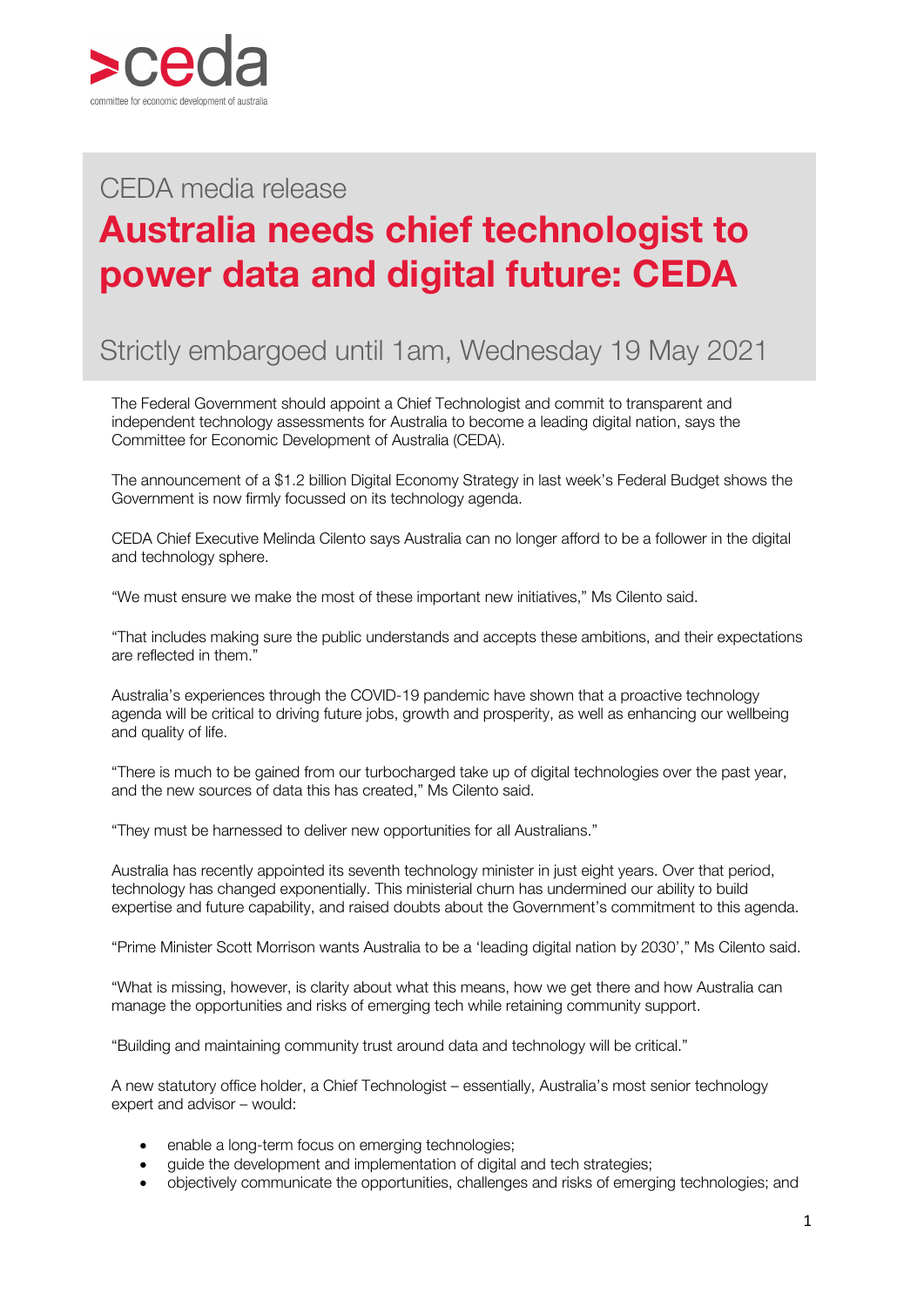CEDA media release

# Australia needs chief technologist to power data and digital future: CEDA

## Strictly embargoed until 1am, Wednesday 19 May 2021

The Federal Government should appoint a Chief Technologist and commit to transparent and independent technology assessments for Australia to become a leading digital nation, says the Committee for Economic Development of Australia (CEDA).

The announcement of a $1.2 billion Digital Economy Strategy in last week's Federal Budget shows the Government is now firmly focussed on its technology agenda.

CEDA Chief Executive Melinda Cilento says Australia can no longer afford to be a follower in the digital and technology sphere.

"We must ensure we make the most of these important new initiatives," Ms Cilento said.

"That includes making sure the public understands and accepts these ambitions, and their expectations are reflected in them."

Australia's experiences through the COVID-19 pandemic have shown that a proactive technology agenda will be critical to driving future jobs, growth and prosperity, as well as enhancing our wellbeing and quality of life.

"There is much to be gained from our turbocharged take up of digital technologies over the past year, and the new sources of data this has created," Ms Cilento said.

"They must be harnessed to deliver new opportunities for all Australians."

Australia has recently appointed its seventh technology minister in just eight years. Over that period, technology has changed exponentially. This ministerial churn has undermined our ability to build expertise and future capability, and raised doubts about the Government's commitment to this agenda.

"Prime Minister Scott Morrison wants Australia to be a 'leading digital nation by 2030'," Ms Cilento said.

"What is missing, however, is clarity about what this means, how we get there and how Australia can manage the opportunities and risks of emerging tech while retaining community support.

"Building and maintaining community trust around data and technology will be critical."

A new statutory office holder, a Chief Technologist – essentially, Australia's most senior technology expert and advisor – would:

- enable a long-term focus on emerging technologies;
- guide the development and implementation of digital and tech strategies;
- objectively communicate the opportunities, challenges and risks of emerging technologies; and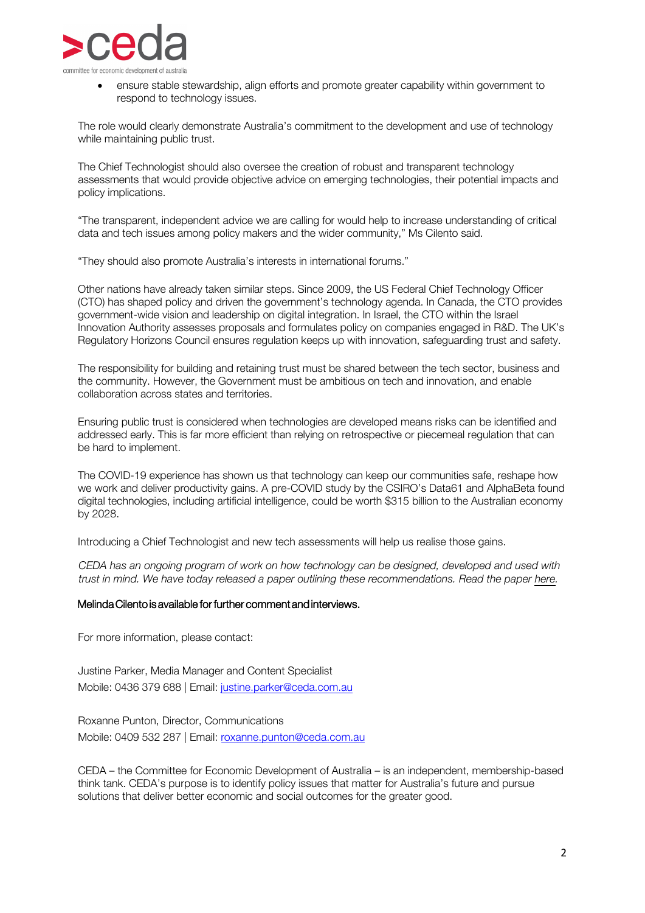- ensure stable stewardship, align efforts and promote greater capability within government to respond to technology issues.

The role would clearly demonstrate Australia's commitment to the development and use of technology while maintaining public trust.

The Chief Technologist should also oversee the creation of robust and transparent technology assessments that would provide objective advice on emerging technologies, their potential impacts and policy implications.

"The transparent, independent advice we are calling for would help to increase understanding of critical data and tech issues among policy makers and the wider community," Ms Cilento said.

"They should also promote Australia's interests in international forums."

Other nations have already taken similar steps. Since 2009, the US Federal Chief Technology Officer (CTO) has shaped policy and driven the government's technology agenda. In Canada, the CTO provides government-wide vision and leadership on digital integration. In Israel, the CTO within the Israel Innovation Authority assesses proposals and formulates policy on companies engaged in R&D. The UK's Regulatory Horizons Council ensures regulation keeps up with innovation, safeguarding trust and safety.

The responsibility for building and retaining trust must be shared between the tech sector, business and the community. However, the Government must be ambitious on tech and innovation, and enable collaboration across states and territories.

Ensuring public trust is considered when technologies are developed means risks can be identified and addressed early. This is far more efficient than relying on retrospective or piecemeal regulation that can be hard to implement.

The COVID-19 experience has shown us that technology can keep our communities safe, reshape how we work and deliver productivity gains. A pre-COVID study by the CSIRO's Data61 and AlphaBeta found digital technologies, including artificial intelligence, could be worth $315 billion to the Australian economy by 2028.

Introducing a Chief Technologist and new tech assessments will help us realise those gains.

*CEDA has an ongoing program of work on how technology can be designed, developed and used with trust in mind. We have today released a paper outlining these recommendations. Read the paper here.*

Melinda Cilento is available for further comment and interviews.

For more information, please contact:

Justine Parker, Media Manager and Content Specialist
Mobile: 0436 379 688 | Email: justine.parker@ceda.com.au

Roxanne Punton, Director, Communications
Mobile: 0409 532 287 | Email: roxanne.punton@ceda.com.au

CEDA – the Committee for Economic Development of Australia – is an independent, membership-based think tank. CEDA's purpose is to identify policy issues that matter for Australia's future and pursue solutions that deliver better economic and social outcomes for the greater good.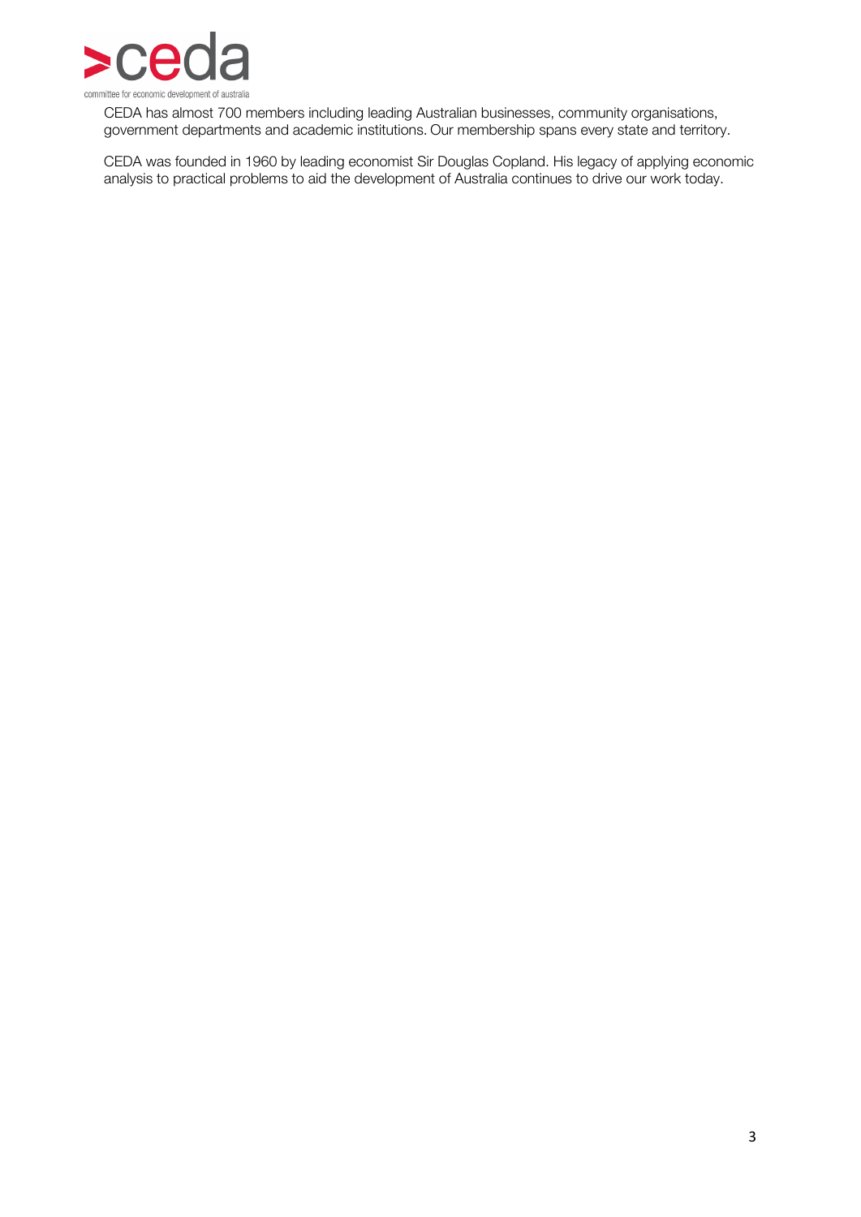CEDA has almost 700 members including leading Australian businesses, community organisations, government departments and academic institutions. Our membership spans every state and territory.

CEDA was founded in 1960 by leading economist Sir Douglas Copland. His legacy of applying economic analysis to practical problems to aid the development of Australia continues to drive our work today.